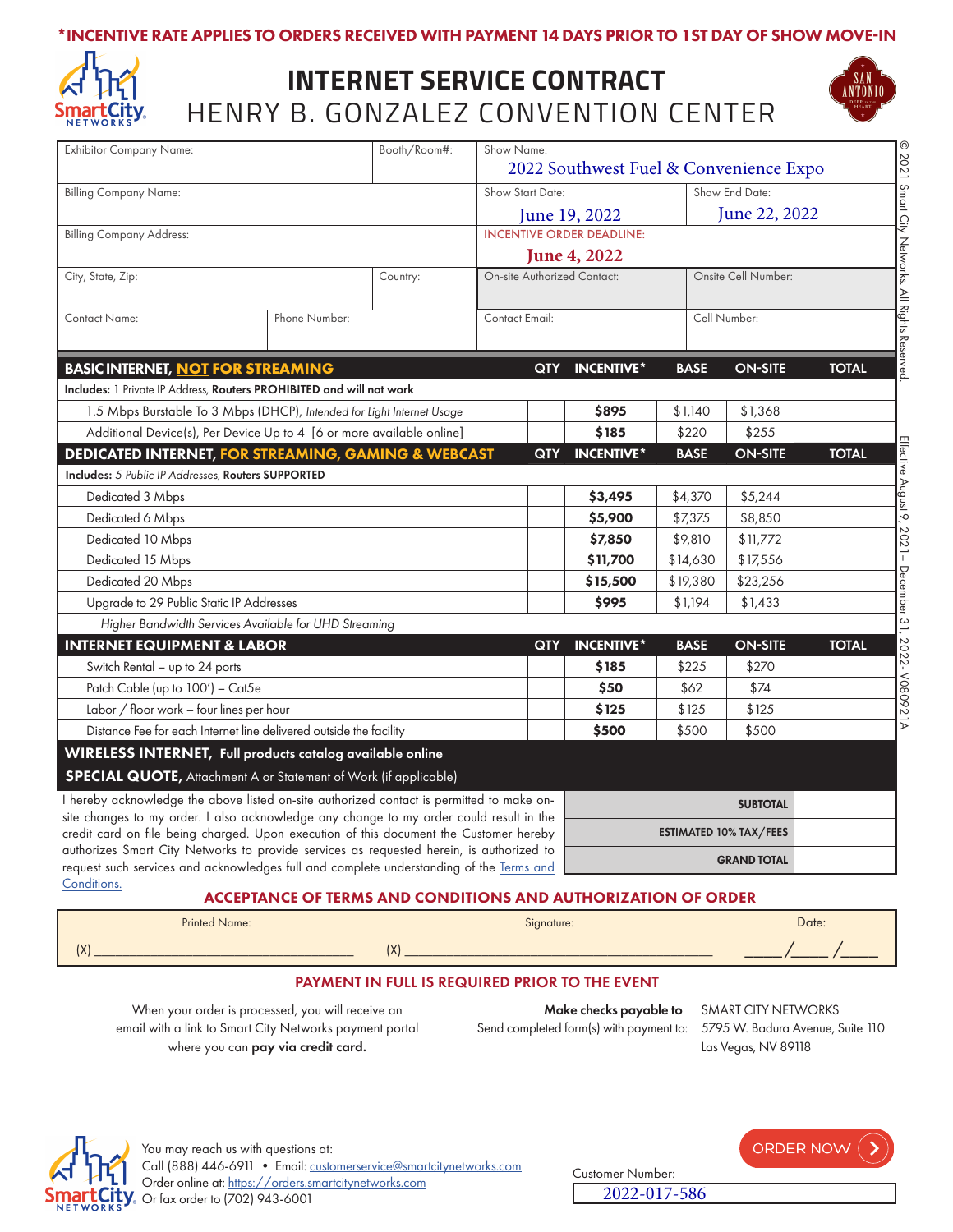**\*INCENTIVE RATE APPLIES TO ORDERS RECEIVED WITH PAYMENT 14 DAYS PRIOR TO 1ST DAY OF SHOW MOVE-IN**

# INTERNET SERVICE CONTRACT

## HENRY B. GONZALEZ CONVENTION CENTER

| Exhibitor Company Name: | | Booth/Room#: | Show Name: 2022 Southwest Fuel & Convenience Expo | |
|---|---|---|---|---|
| Billing Company Name: | | | Show Start Date: June 19, 2022 | Show End Date: June 22, 2022 |
| Billing Company Address: | | | INCENTIVE ORDER DEADLINE: June 4, 2022 | |
| City, State, Zip: | | Country: | On-site Authorized Contact: | Onsite Cell Number: |
| Contact Name: | Phone Number: | | Contact Email: | Cell Number: |

| **BASIC INTERNET, NOT FOR STREAMING** | QTY | INCENTIVE* | BASE | ON-SITE | TOTAL |
|---|---|---|---|---|---|
| **Includes:** 1 Private IP Address, **Routers PROHIBITED and will not work** | | | | | |
| 1.5 Mbps Burstable To 3 Mbps (DHCP), *Intended for Light Internet Usage* | | **$895** | $1,140 | $1,368 | |
| Additional Device(s), Per Device Up to 4 [6 or more available online] | | **$185** | $220 | $255 | |
| **DEDICATED INTERNET, FOR STREAMING, GAMING & WEBCAST** | QTY | INCENTIVE* | BASE | ON-SITE | TOTAL |
| **Includes:** *5 Public IP Addresses*, **Routers SUPPORTED** | | | | | |
| Dedicated 3 Mbps | | **$3,495** | $4,370 | $5,244 | |
| Dedicated 6 Mbps | | **$5,900** | $7,375 | $8,850 | |
| Dedicated 10 Mbps | | **$7,850** | $9,810 | $11,772 | |
| Dedicated 15 Mbps | | **$11,700** | $14,630 | $17,556 | |
| Dedicated 20 Mbps | | **$15,500** | $19,380 | $23,256 | |
| Upgrade to 29 Public Static IP Addresses | | **$995** | $1,194 | $1,433 | |
| *Higher Bandwidth Services Available for UHD Streaming* | | | | | |
| **INTERNET EQUIPMENT & LABOR** | QTY | INCENTIVE* | BASE | ON-SITE | TOTAL |
| Switch Rental – up to 24 ports | | **$185** | $225 | $270 | |
| Patch Cable (up to 100') – Cat5e | | **$50** | $62 | $74 | |
| Labor / floor work – four lines per hour | | **$125** | $125 | $125 | |
| Distance Fee for each Internet line delivered outside the facility | | **$500** | $500 | $500 | |

**WIRELESS INTERNET, Full products catalog available online**

**SPECIAL QUOTE,** Attachment A or Statement of Work (if applicable)

I hereby acknowledge the above listed on-site authorized contact is permitted to make on-site changes to my order. I also acknowledge any change to my order could result in the credit card on file being charged. Upon execution of this document the Customer hereby authorizes Smart City Networks to provide services as requested herein, is authorized to request such services and acknowledges full and complete understanding of the Terms and Conditions.

| | |
|---|---|
| **SUBTOTAL** | |
| **ESTIMATED 10% TAX/FEES** | |
| **GRAND TOTAL** | |

### ACCEPTANCE OF TERMS AND CONDITIONS AND AUTHORIZATION OF ORDER

| Printed Name: | Signature: | Date: |
|---|---|---|
| (X) ____________________ | (X) ____________________ | ____/____/____ |

### PAYMENT IN FULL IS REQUIRED PRIOR TO THE EVENT

When your order is processed, you will receive an email with a link to Smart City Networks payment portal where you can **pay via credit card.**

**Make checks payable to** SMART CITY NETWORKS
Send completed form(s) with payment to: 5795 W. Badura Avenue, Suite 110, Las Vegas, NV 89118

You may reach us with questions at:
Call (888) 446-6911 • Email: customerservice@smartcitynetworks.com
Order online at: https://orders.smartcitynetworks.com
Or fax order to (702) 943-6001

ORDER NOW

Customer Number: 2022-017-586

© 2021 Smart City Networks. All Rights Reserved. Effective August 9, 2021 – December 31, 2022 - V080921A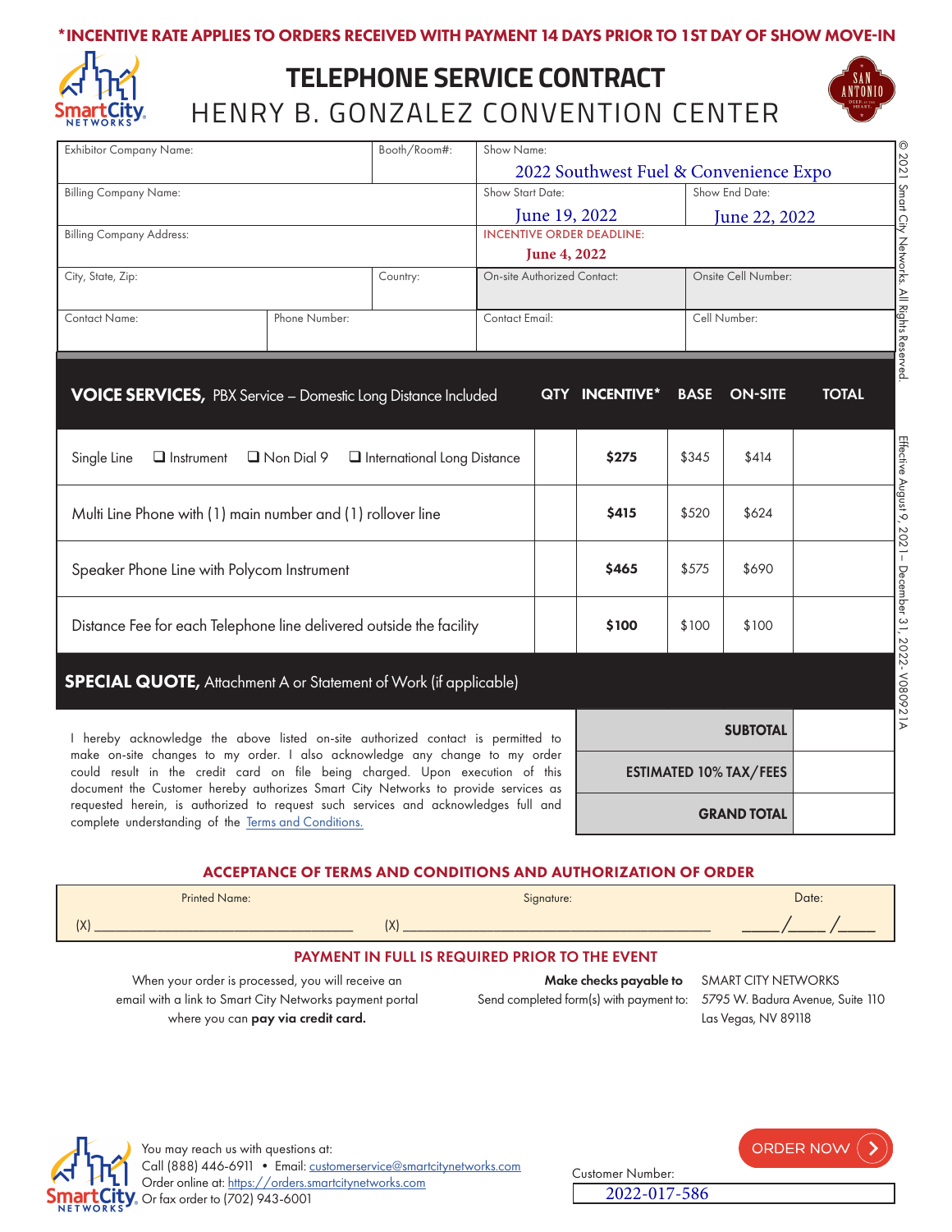*INCENTIVE RATE APPLIES TO ORDERS RECEIVED WITH PAYMENT 14 DAYS PRIOR TO 1ST DAY OF SHOW MOVE-IN

# TELEPHONE SERVICE CONTRACT
## HENRY B. GONZALEZ CONVENTION CENTER

| Exhibitor Company Name: | | Booth/Room#: | Show Name: 2022 Southwest Fuel & Convenience Expo | |
|---|---|---|---|---|
| Billing Company Name: | | | Show Start Date: June 19, 2022 | Show End Date: June 22, 2022 |
| Billing Company Address: | | | INCENTIVE ORDER DEADLINE: June 4, 2022 | |
| City, State, Zip: | | Country: | On-site Authorized Contact: | Onsite Cell Number: |
| Contact Name: | Phone Number: | | Contact Email: | Cell Number: |

© 2021 Smart City Networks. All Rights Reserved.

| **VOICE SERVICES,** PBX Service – Domestic Long Distance Included | QTY | INCENTIVE* | BASE | ON-SITE | TOTAL |
|---|---|---|---|---|---|
| Single Line ☐ Instrument ☐ Non Dial 9 ☐ International Long Distance | | **$275** | $345 | $414 | |
| Multi Line Phone with (1) main number and (1) rollover line | | **$415** | $520 | $624 | |
| Speaker Phone Line with Polycom Instrument | | **$465** | $575 | $690 | |
| Distance Fee for each Telephone line delivered outside the facility | | **$100** | $100 | $100 | |

**SPECIAL QUOTE,** Attachment A or Statement of Work (if applicable)

Effective August 9, 2021 – December 31, 2022 - V080921A

I hereby acknowledge the above listed on-site authorized contact is permitted to make on-site changes to my order. I also acknowledge any change to my order could result in the credit card on file being charged. Upon execution of this document the Customer hereby authorizes Smart City Networks to provide services as requested herein, is authorized to request such services and acknowledges full and complete understanding of the Terms and Conditions.

| | |
|---|---|
| **SUBTOTAL** | |
| **ESTIMATED 10% TAX/FEES** | |
| **GRAND TOTAL** | |

### ACCEPTANCE OF TERMS AND CONDITIONS AND AUTHORIZATION OF ORDER

| Printed Name: | Signature: | Date: |
|---|---|---|
| (X) ______________________ | (X) ______________________ | ____/____/____ |

### PAYMENT IN FULL IS REQUIRED PRIOR TO THE EVENT

When your order is processed, you will receive an email with a link to Smart City Networks payment portal where you can **pay via credit card.**

**Make checks payable to** SMART CITY NETWORKS

Send completed form(s) with payment to: 5795 W. Badura Avenue, Suite 110, Las Vegas, NV 89118

You may reach us with questions at:
Call (888) 446-6911 • Email: customerservice@smartcitynetworks.com
Order online at: https://orders.smartcitynetworks.com
Or fax order to (702) 943-6001

ORDER NOW

Customer Number: 2022-017-586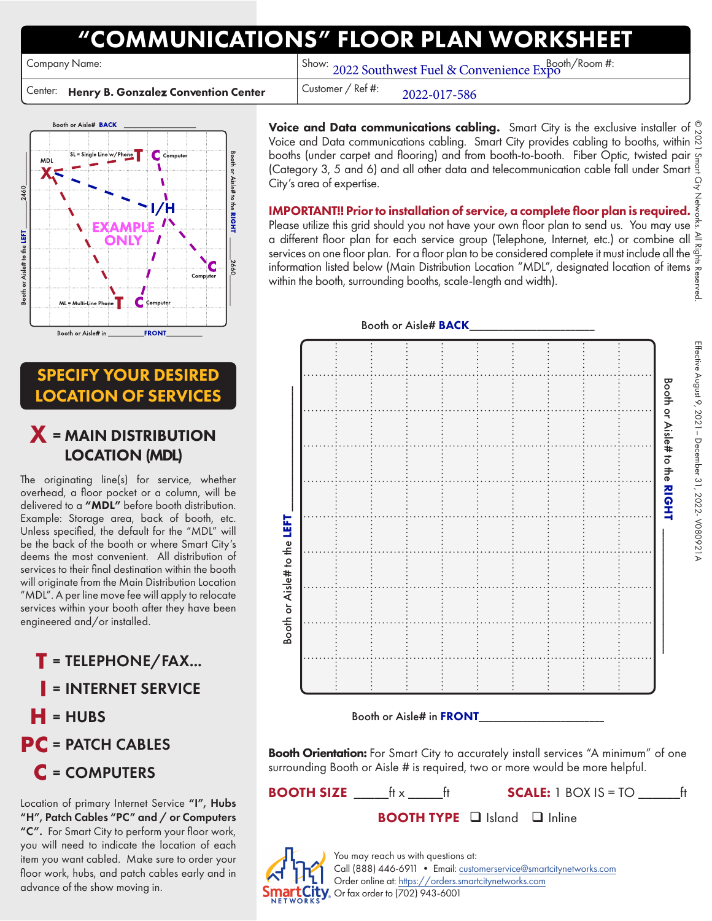# "COMMUNICATIONS" FLOOR PLAN WORKSHEET

| Company Name: | Show: 2022 Southwest Fuel & Convenience Expo | Booth/Room #: |
|---|---|---|
| Center: **Henry B. Gonzalez Convention Center** | Customer / Ref #: 2022-017-586 | |

**Voice and Data communications cabling.** Smart City is the exclusive installer of Voice and Data communications cabling. Smart City provides cabling to booths, within booths (under carpet and flooring) and from booth-to-booth. Fiber Optic, twisted pair (Category 3, 5 and 6) and all other data and telecommunication cable fall under Smart City's area of expertise.

**IMPORTANT!! Prior to installation of service, a complete floor plan is required.** Please utilize this grid should you not have your own floor plan to send us. You may use a different floor plan for each service group (Telephone, Internet, etc.) or combine all services on one floor plan. For a floor plan to be considered complete it must include all the information listed below (Main Distribution Location "MDL", designated location of items within the booth, surrounding booths, scale-length and width).

Booth or Aisle# **BACK**\_\_\_\_\_\_\_\_\_\_\_\_\_\_\_\_\_\_\_\_

Booth or Aisle# to the **LEFT** \_\_\_\_\_\_\_\_\_\_\_\_\_\_\_\_\_\_\_\_

Booth or Aisle# to the **RIGHT** \_\_\_\_\_\_\_\_\_\_\_\_\_\_\_\_\_\_\_\_

Booth or Aisle# in **FRONT**\_\_\_\_\_\_\_\_\_\_\_\_\_\_\_\_\_\_\_\_

**Booth Orientation:** For Smart City to accurately install services "A minimum" of one surrounding Booth or Aisle # is required, two or more would be more helpful.

**BOOTH SIZE** \_\_\_\_\_ft x \_\_\_\_\_ft **SCALE:** 1 BOX IS = TO \_\_\_\_\_\_ft

**BOOTH TYPE** ❑ Island ❑ Inline

## SPECIFY YOUR DESIRED LOCATION OF SERVICES

### X = MAIN DISTRIBUTION LOCATION (MDL)

The originating line(s) for service, whether overhead, a floor pocket or a column, will be delivered to a **"MDL"** before booth distribution. Example: Storage area, back of booth, etc. Unless specified, the default for the "MDL" will be the back of the booth or where Smart City's deems the most convenient. All distribution of services to their final destination within the booth will originate from the Main Distribution Location "MDL". A per line move fee will apply to relocate services within your booth after they have been engineered and/or installed.

- **T** = TELEPHONE/FAX...
- **I** = INTERNET SERVICE
- **H** = HUBS
- **PC** = PATCH CABLES
- **C** = COMPUTERS

Location of primary Internet Service **"I", Hubs "H", Patch Cables "PC" and / or Computers "C".** For Smart City to perform your floor work, you will need to indicate the location of each item you want cabled. Make sure to order your floor work, hubs, and patch cables early and in advance of the show moving in.

You may reach us with questions at:
Call (888) 446-6911 • Email: customerservice@smartcitynetworks.com
Order online at: https://orders.smartcitynetworks.com
Or fax order to (702) 943-6001

© 2021 Smart City Networks. All Rights Reserved.

Effective August 9, 2021 – December 31, 2022- V080921A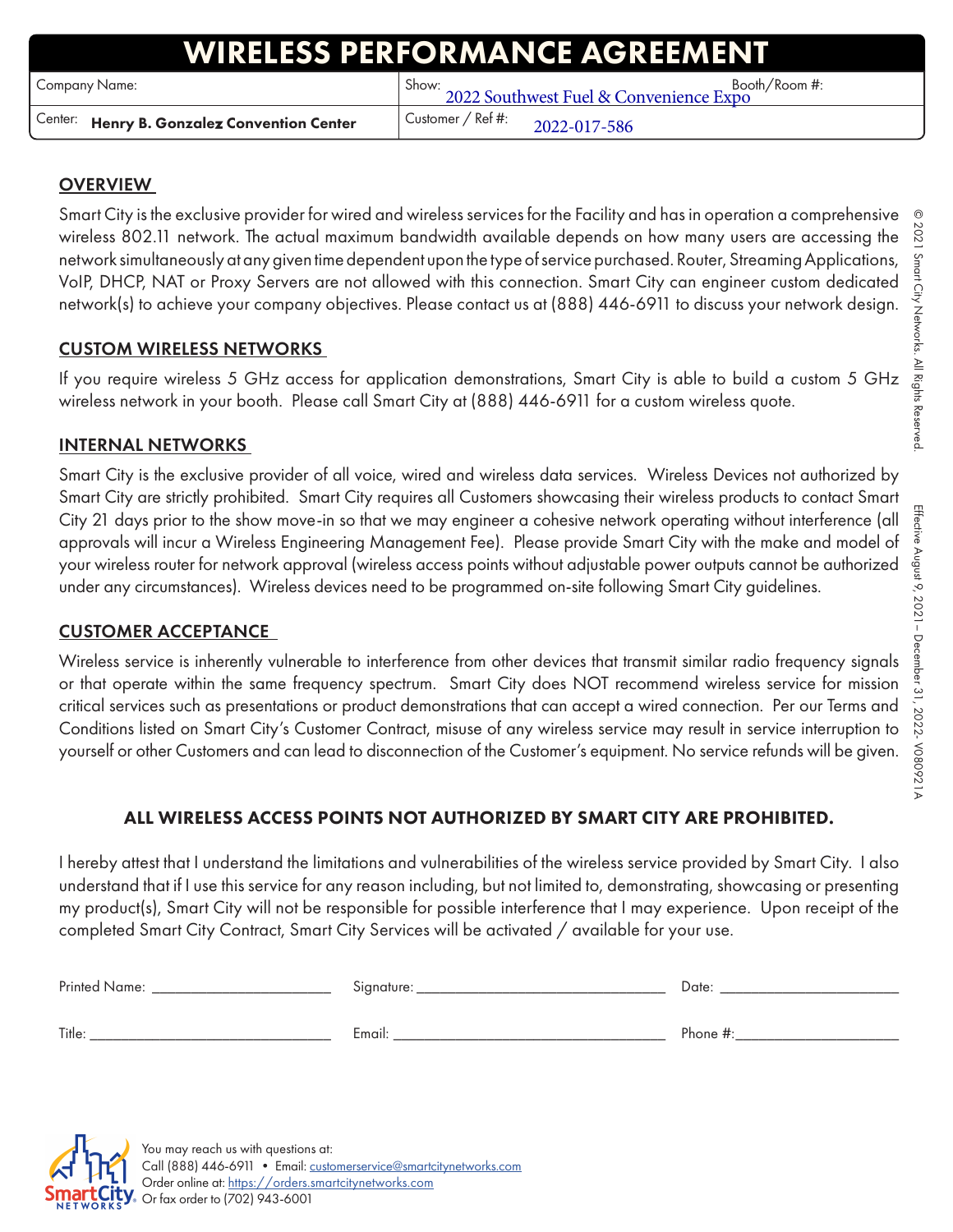# WIRELESS PERFORMANCE AGREEMENT

| | |
|---|---|
| Company Name: | Show: 2022 Southwest Fuel & Convenience Expo   Booth/Room #: |
| Center: **Henry B. Gonzalez Convention Center** | Customer / Ref #: 2022-017-586 |

## OVERVIEW

Smart City is the exclusive provider for wired and wireless services for the Facility and has in operation a comprehensive wireless 802.11 network. The actual maximum bandwidth available depends on how many users are accessing the network simultaneously at any given time dependent upon the type of service purchased. Router, Streaming Applications, VoIP, DHCP, NAT or Proxy Servers are not allowed with this connection. Smart City can engineer custom dedicated network(s) to achieve your company objectives. Please contact us at (888) 446-6911 to discuss your network design.

## CUSTOM WIRELESS NETWORKS

If you require wireless 5 GHz access for application demonstrations, Smart City is able to build a custom 5 GHz wireless network in your booth. Please call Smart City at (888) 446-6911 for a custom wireless quote.

## INTERNAL NETWORKS

Smart City is the exclusive provider of all voice, wired and wireless data services. Wireless Devices not authorized by Smart City are strictly prohibited. Smart City requires all Customers showcasing their wireless products to contact Smart City 21 days prior to the show move-in so that we may engineer a cohesive network operating without interference (all approvals will incur a Wireless Engineering Management Fee). Please provide Smart City with the make and model of your wireless router for network approval (wireless access points without adjustable power outputs cannot be authorized under any circumstances). Wireless devices need to be programmed on-site following Smart City guidelines.

## CUSTOMER ACCEPTANCE

Wireless service is inherently vulnerable to interference from other devices that transmit similar radio frequency signals or that operate within the same frequency spectrum. Smart City does NOT recommend wireless service for mission critical services such as presentations or product demonstrations that can accept a wired connection. Per our Terms and Conditions listed on Smart City's Customer Contract, misuse of any wireless service may result in service interruption to yourself or other Customers and can lead to disconnection of the Customer's equipment. No service refunds will be given.

**ALL WIRELESS ACCESS POINTS NOT AUTHORIZED BY SMART CITY ARE PROHIBITED.**

I hereby attest that I understand the limitations and vulnerabilities of the wireless service provided by Smart City. I also understand that if I use this service for any reason including, but not limited to, demonstrating, showcasing or presenting my product(s), Smart City will not be responsible for possible interference that I may experience. Upon receipt of the completed Smart City Contract, Smart City Services will be activated / available for your use.

Printed Name: ______________________ Signature: ______________________________ Date: ______________________

Title: ______________________________ Email: __________________________________ Phone #: ____________________

You may reach us with questions at:
Call (888) 446-6911 • Email: customerservice@smartcitynetworks.com
Order online at: https://orders.smartcitynetworks.com
Or fax order to (702) 943-6001

© 2021 Smart City Networks. All Rights Reserved.
Effective August 9, 2021 – December 31, 2022- V080921A